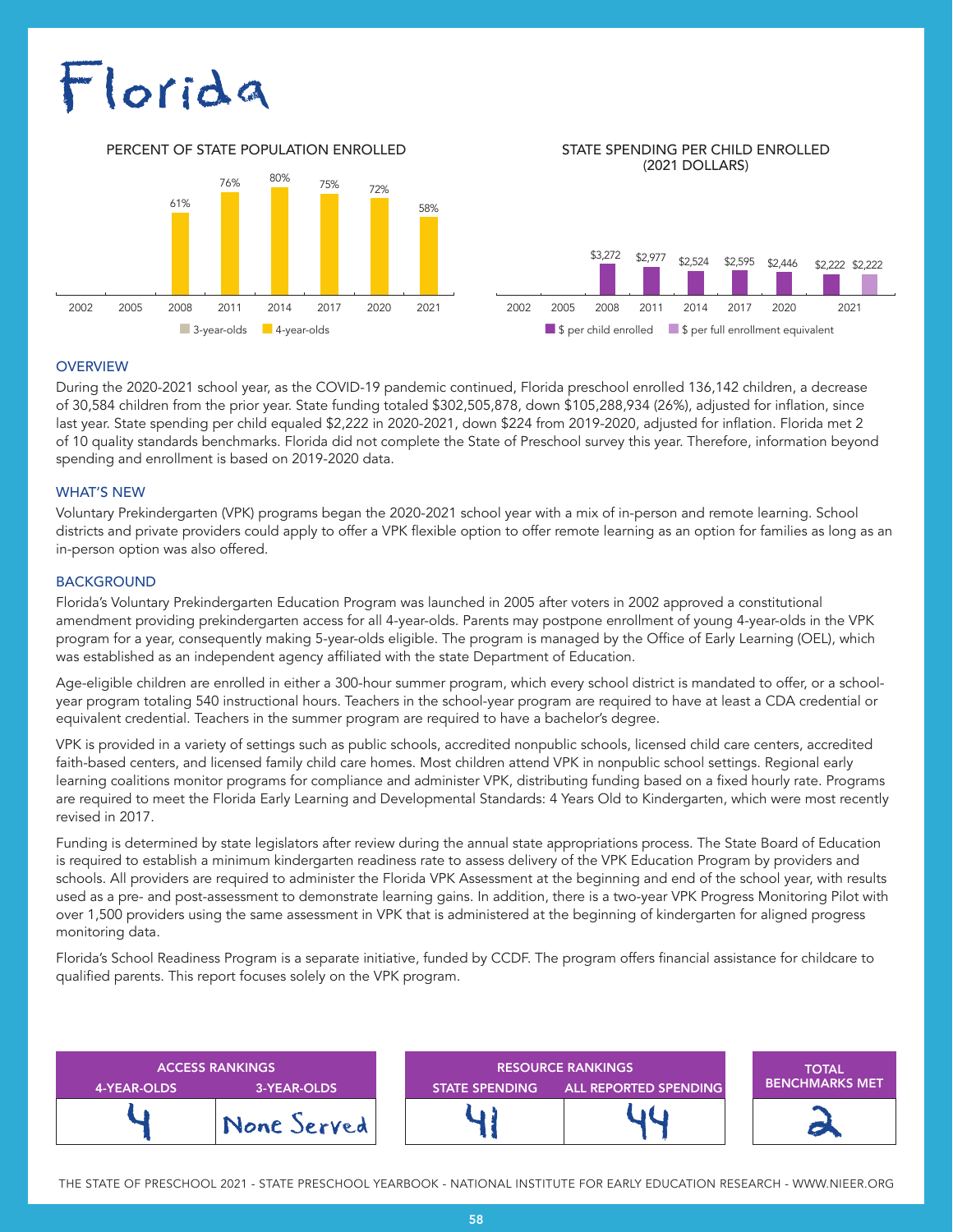# Florida

PERCENT OF STATE POPULATION ENROLLED

| | 2002 | 2005 | 2008 | 2011 | 2014 | 2017 | 2020 | 2021 |
|---|---|---|---|---|---|---|---|---|
| 3-year-olds | | | | | | | | |
| 4-year-olds | | | 61% | 76% | 80% | 75% | 72% | 58% |

STATE SPENDING PER CHILD ENROLLED (2021 DOLLARS)

| | 2002 | 2005 | 2008 | 2011 | 2014 | 2017 | 2020 | 2021 |
|---|---|---|---|---|---|---|---|---|
| $ per child enrolled | | | $3,272 | $2,977 | $2,524 | $2,595 | $2,446 | $2,222 |
| $ per full enrollment equivalent | | | | | | | | $2,222 |

## OVERVIEW

During the 2020-2021 school year, as the COVID-19 pandemic continued, Florida preschool enrolled 136,142 children, a decrease of 30,584 children from the prior year. State funding totaled $302,505,878, down $105,288,934 (26%), adjusted for inflation, since last year. State spending per child equaled $2,222 in 2020-2021, down $224 from 2019-2020, adjusted for inflation. Florida met 2 of 10 quality standards benchmarks. Florida did not complete the State of Preschool survey this year. Therefore, information beyond spending and enrollment is based on 2019-2020 data.

## WHAT'S NEW

Voluntary Prekindergarten (VPK) programs began the 2020-2021 school year with a mix of in-person and remote learning. School districts and private providers could apply to offer a VPK flexible option to offer remote learning as an option for families as long as an in-person option was also offered.

## BACKGROUND

Florida's Voluntary Prekindergarten Education Program was launched in 2005 after voters in 2002 approved a constitutional amendment providing prekindergarten access for all 4-year-olds. Parents may postpone enrollment of young 4-year-olds in the VPK program for a year, consequently making 5-year-olds eligible. The program is managed by the Office of Early Learning (OEL), which was established as an independent agency affiliated with the state Department of Education.

Age-eligible children are enrolled in either a 300-hour summer program, which every school district is mandated to offer, or a school-year program totaling 540 instructional hours. Teachers in the school-year program are required to have at least a CDA credential or equivalent credential. Teachers in the summer program are required to have a bachelor's degree.

VPK is provided in a variety of settings such as public schools, accredited nonpublic schools, licensed child care centers, accredited faith-based centers, and licensed family child care homes. Most children attend VPK in nonpublic school settings. Regional early learning coalitions monitor programs for compliance and administer VPK, distributing funding based on a fixed hourly rate. Programs are required to meet the Florida Early Learning and Developmental Standards: 4 Years Old to Kindergarten, which were most recently revised in 2017.

Funding is determined by state legislators after review during the annual state appropriations process. The State Board of Education is required to establish a minimum kindergarten readiness rate to assess delivery of the VPK Education Program by providers and schools. All providers are required to administer the Florida VPK Assessment at the beginning and end of the school year, with results used as a pre- and post-assessment to demonstrate learning gains. In addition, there is a two-year VPK Progress Monitoring Pilot with over 1,500 providers using the same assessment in VPK that is administered at the beginning of kindergarten for aligned progress monitoring data.

Florida's School Readiness Program is a separate initiative, funded by CCDF. The program offers financial assistance for childcare to qualified parents. This report focuses solely on the VPK program.

| ACCESS RANKINGS | | RESOURCE RANKINGS | | TOTAL BENCHMARKS MET |
|---|---|---|---|---|
| 4-YEAR-OLDS | 3-YEAR-OLDS | STATE SPENDING | ALL REPORTED SPENDING | |
| 4 | None Served | 41 | 44 | 2 |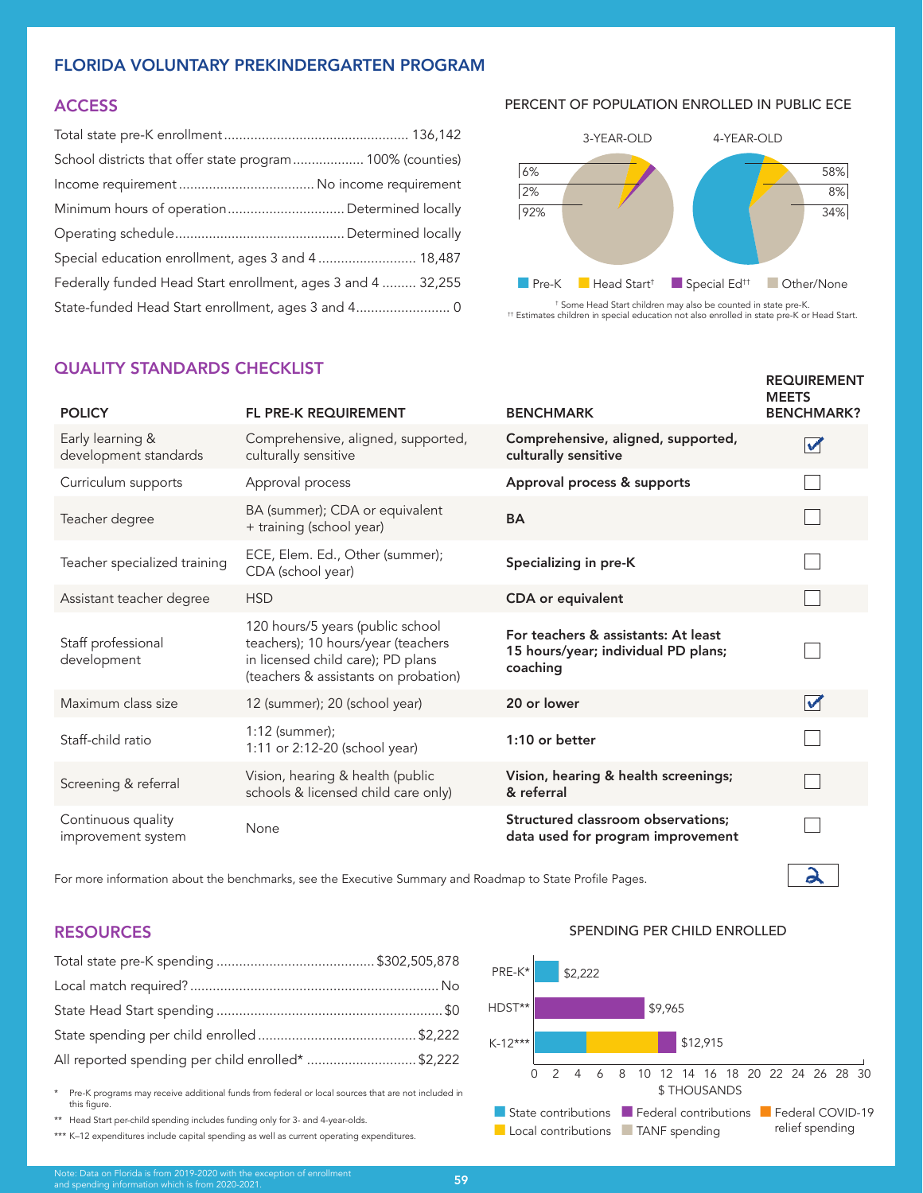## FLORIDA VOLUNTARY PREKINDERGARTEN PROGRAM

### ACCESS

| | |
|---|---|
| Total state pre-K enrollment | 136,142 |
| School districts that offer state program | 100% (counties) |
| Income requirement | No income requirement |
| Minimum hours of operation | Determined locally |
| Operating schedule | Determined locally |
| Special education enrollment, ages 3 and 4 | 18,487 |
| Federally funded Head Start enrollment, ages 3 and 4 | 32,255 |
| State-funded Head Start enrollment, ages 3 and 4 | 0 |

PERCENT OF POPULATION ENROLLED IN PUBLIC ECE

3-YEAR-OLD

6%

2%

92%

4-YEAR-OLD

58%

8%

34%

Pre-K  Head Start†  Special Ed††  Other/None

† Some Head Start children may also be counted in state pre-K.

†† Estimates children in special education not also enrolled in state pre-K or Head Start.

### QUALITY STANDARDS CHECKLIST

| POLICY | FL PRE-K REQUIREMENT | BENCHMARK | REQUIREMENT MEETS BENCHMARK? |
|---|---|---|---|
| Early learning & development standards | Comprehensive, aligned, supported, culturally sensitive | **Comprehensive, aligned, supported, culturally sensitive** | ☑ |
| Curriculum supports | Approval process | **Approval process & supports** | ☐ |
| Teacher degree | BA (summer); CDA or equivalent + training (school year) | **BA** | ☐ |
| Teacher specialized training | ECE, Elem. Ed., Other (summer); CDA (school year) | **Specializing in pre-K** | ☐ |
| Assistant teacher degree | HSD | **CDA or equivalent** | ☐ |
| Staff professional development | 120 hours/5 years (public school teachers); 10 hours/year (teachers in licensed child care); PD plans (teachers & assistants on probation) | **For teachers & assistants: At least 15 hours/year; individual PD plans; coaching** | ☐ |
| Maximum class size | 12 (summer); 20 (school year) | **20 or lower** | ☑ |
| Staff-child ratio | 1:12 (summer); 1:11 or 2:12-20 (school year) | **1:10 or better** | ☐ |
| Screening & referral | Vision, hearing & health (public schools & licensed child care only) | **Vision, hearing & health screenings; & referral** | ☐ |
| Continuous quality improvement system | None | **Structured classroom observations; data used for program improvement** | ☐ |

For more information about the benchmarks, see the Executive Summary and Roadmap to State Profile Pages.

Total benchmarks met: 2

### RESOURCES

| | |
|---|---|
| Total state pre-K spending | $302,505,878 |
| Local match required? | No |
| State Head Start spending | $0 |
| State spending per child enrolled | $2,222 |
| All reported spending per child enrolled* | $2,222 |

\* Pre-K programs may receive additional funds from federal or local sources that are not included in this figure.

** Head Start per-child spending includes funding only for 3- and 4-year-olds.

*** K–12 expenditures include capital spending as well as current operating expenditures.

SPENDING PER CHILD ENROLLED

PRE-K* $2,222

HDST** $9,965

K-12*** $12,915

0 2 4 6 8 10 12 14 16 18 20 22 24 26 28 30

$ THOUSANDS

State contributions  Federal contributions  Federal COVID-19 relief spending  Local contributions  TANF spending

Note: Data on Florida is from 2019-2020 with the exception of enrollment and spending information which is from 2020-2021.